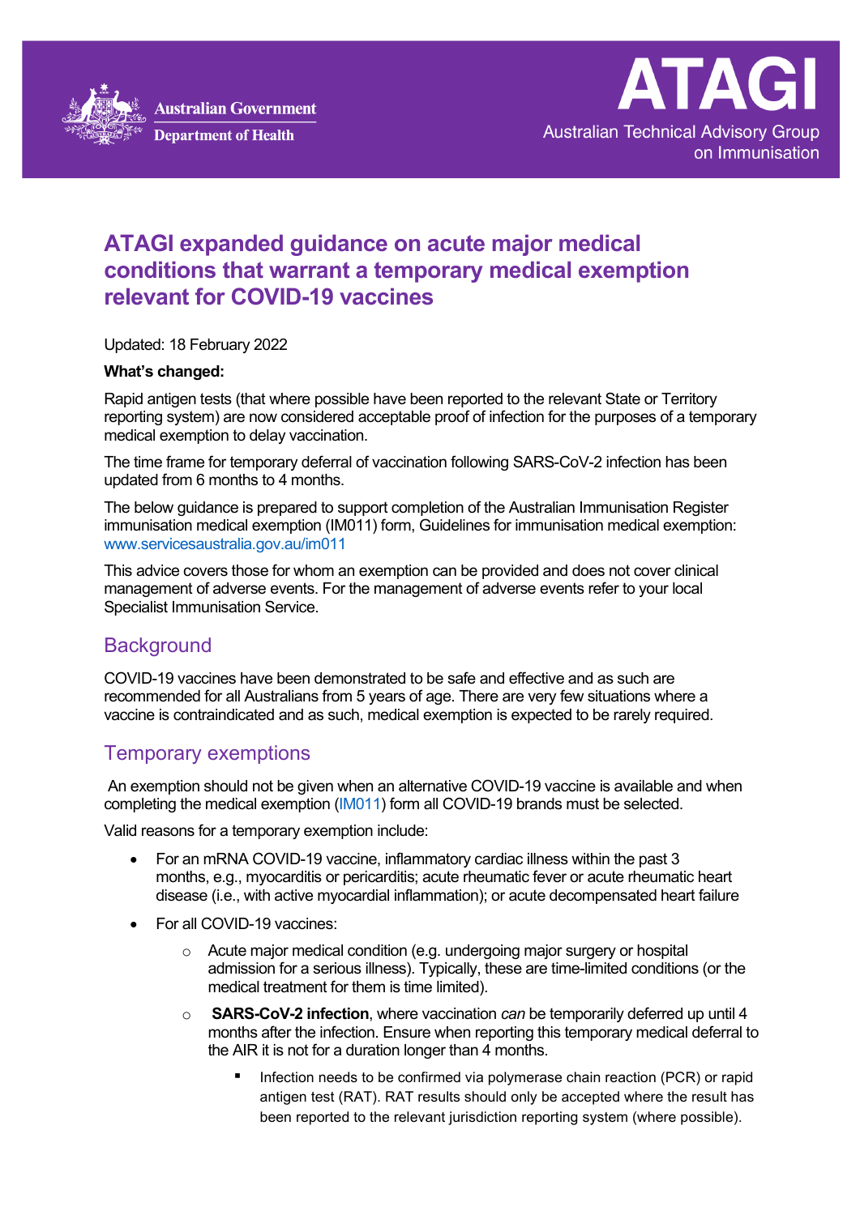Australian Government
Department of Health

ATAGI
Australian Technical Advisory Group on Immunisation

# ATAGI expanded guidance on acute major medical conditions that warrant a temporary medical exemption relevant for COVID-19 vaccines

Updated: 18 February 2022

**What's changed:**

Rapid antigen tests (that where possible have been reported to the relevant State or Territory reporting system) are now considered acceptable proof of infection for the purposes of a temporary medical exemption to delay vaccination.

The time frame for temporary deferral of vaccination following SARS-CoV-2 infection has been updated from 6 months to 4 months.

The below guidance is prepared to support completion of the Australian Immunisation Register immunisation medical exemption (IM011) form, Guidelines for immunisation medical exemption: www.servicesaustralia.gov.au/im011

This advice covers those for whom an exemption can be provided and does not cover clinical management of adverse events. For the management of adverse events refer to your local Specialist Immunisation Service.

## Background

COVID-19 vaccines have been demonstrated to be safe and effective and as such are recommended for all Australians from 5 years of age. There are very few situations where a vaccine is contraindicated and as such, medical exemption is expected to be rarely required.

## Temporary exemptions

An exemption should not be given when an alternative COVID-19 vaccine is available and when completing the medical exemption (IM011) form all COVID-19 brands must be selected.

Valid reasons for a temporary exemption include:

- For an mRNA COVID-19 vaccine, inflammatory cardiac illness within the past 3 months, e.g., myocarditis or pericarditis; acute rheumatic fever or acute rheumatic heart disease (i.e., with active myocardial inflammation); or acute decompensated heart failure
- For all COVID-19 vaccines:
  - Acute major medical condition (e.g. undergoing major surgery or hospital admission for a serious illness). Typically, these are time-limited conditions (or the medical treatment for them is time limited).
  - **SARS-CoV-2 infection**, where vaccination *can* be temporarily deferred up until 4 months after the infection. Ensure when reporting this temporary medical deferral to the AIR it is not for a duration longer than 4 months.
    - Infection needs to be confirmed via polymerase chain reaction (PCR) or rapid antigen test (RAT). RAT results should only be accepted where the result has been reported to the relevant jurisdiction reporting system (where possible).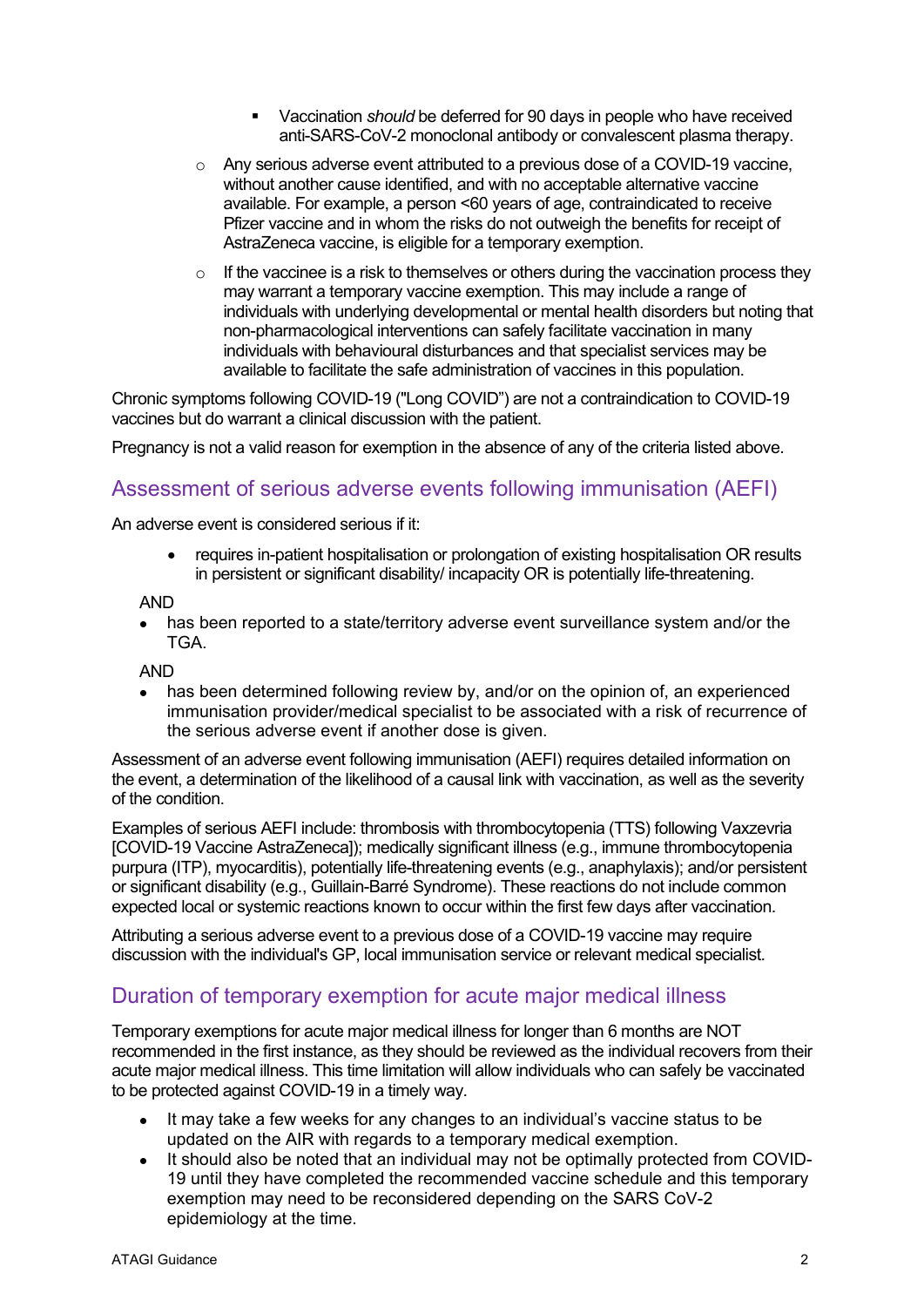- Vaccination *should* be deferred for 90 days in people who have received anti-SARS-CoV-2 monoclonal antibody or convalescent plasma therapy.
    - Any serious adverse event attributed to a previous dose of a COVID-19 vaccine, without another cause identified, and with no acceptable alternative vaccine available. For example, a person <60 years of age, contraindicated to receive Pfizer vaccine and in whom the risks do not outweigh the benefits for receipt of AstraZeneca vaccine, is eligible for a temporary exemption.
    - If the vaccinee is a risk to themselves or others during the vaccination process they may warrant a temporary vaccine exemption. This may include a range of individuals with underlying developmental or mental health disorders but noting that non-pharmacological interventions can safely facilitate vaccination in many individuals with behavioural disturbances and that specialist services may be available to facilitate the safe administration of vaccines in this population.

Chronic symptoms following COVID-19 ("Long COVID") are not a contraindication to COVID-19 vaccines but do warrant a clinical discussion with the patient.

Pregnancy is not a valid reason for exemption in the absence of any of the criteria listed above.

## Assessment of serious adverse events following immunisation (AEFI)

An adverse event is considered serious if it:

- requires in-patient hospitalisation or prolongation of existing hospitalisation OR results in persistent or significant disability/ incapacity OR is potentially life-threatening.

AND

- has been reported to a state/territory adverse event surveillance system and/or the TGA.

AND

- has been determined following review by, and/or on the opinion of, an experienced immunisation provider/medical specialist to be associated with a risk of recurrence of the serious adverse event if another dose is given.

Assessment of an adverse event following immunisation (AEFI) requires detailed information on the event, a determination of the likelihood of a causal link with vaccination, as well as the severity of the condition.

Examples of serious AEFI include: thrombosis with thrombocytopenia (TTS) following Vaxzevria [COVID-19 Vaccine AstraZeneca]); medically significant illness (e.g., immune thrombocytopenia purpura (ITP), myocarditis), potentially life-threatening events (e.g., anaphylaxis); and/or persistent or significant disability (e.g., Guillain-Barré Syndrome). These reactions do not include common expected local or systemic reactions known to occur within the first few days after vaccination.

Attributing a serious adverse event to a previous dose of a COVID-19 vaccine may require discussion with the individual's GP, local immunisation service or relevant medical specialist.

## Duration of temporary exemption for acute major medical illness

Temporary exemptions for acute major medical illness for longer than 6 months are NOT recommended in the first instance, as they should be reviewed as the individual recovers from their acute major medical illness. This time limitation will allow individuals who can safely be vaccinated to be protected against COVID-19 in a timely way.

- It may take a few weeks for any changes to an individual's vaccine status to be updated on the AIR with regards to a temporary medical exemption.
- It should also be noted that an individual may not be optimally protected from COVID-19 until they have completed the recommended vaccine schedule and this temporary exemption may need to be reconsidered depending on the SARS CoV-2 epidemiology at the time.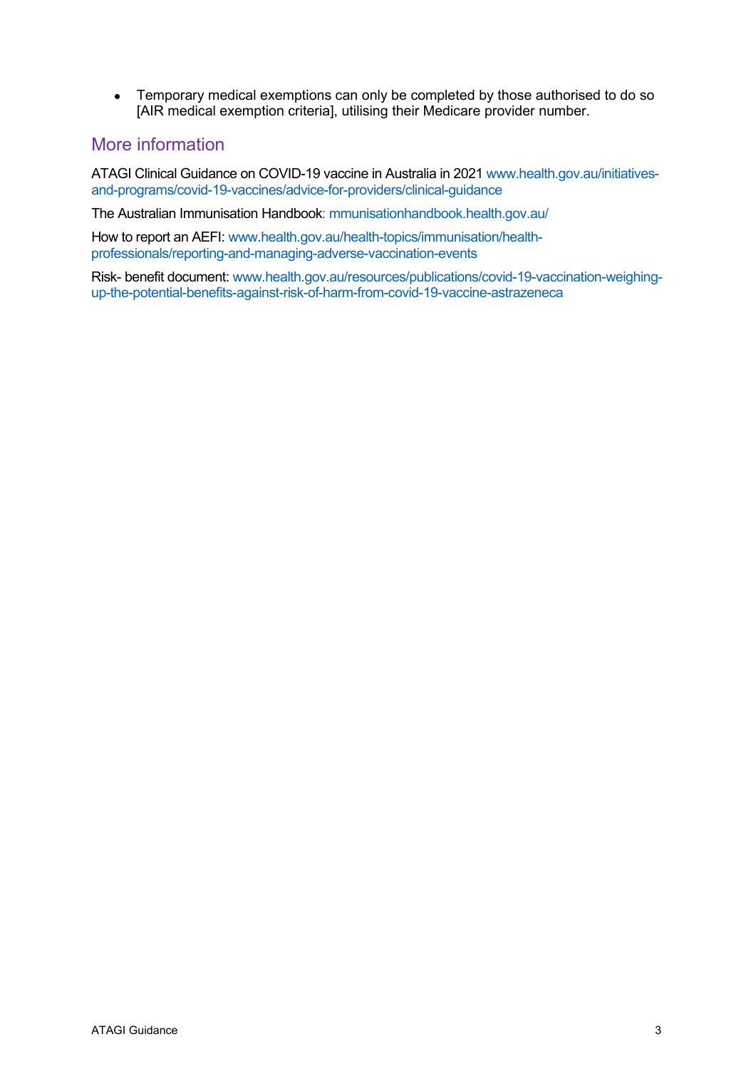- Temporary medical exemptions can only be completed by those authorised to do so [AIR medical exemption criteria], utilising their Medicare provider number.

## More information

ATAGI Clinical Guidance on COVID-19 vaccine in Australia in 2021 www.health.gov.au/initiatives-and-programs/covid-19-vaccines/advice-for-providers/clinical-guidance

The Australian Immunisation Handbook: mmunisationhandbook.health.gov.au/

How to report an AEFI: www.health.gov.au/health-topics/immunisation/health-professionals/reporting-and-managing-adverse-vaccination-events

Risk- benefit document: www.health.gov.au/resources/publications/covid-19-vaccination-weighing-up-the-potential-benefits-against-risk-of-harm-from-covid-19-vaccine-astrazeneca